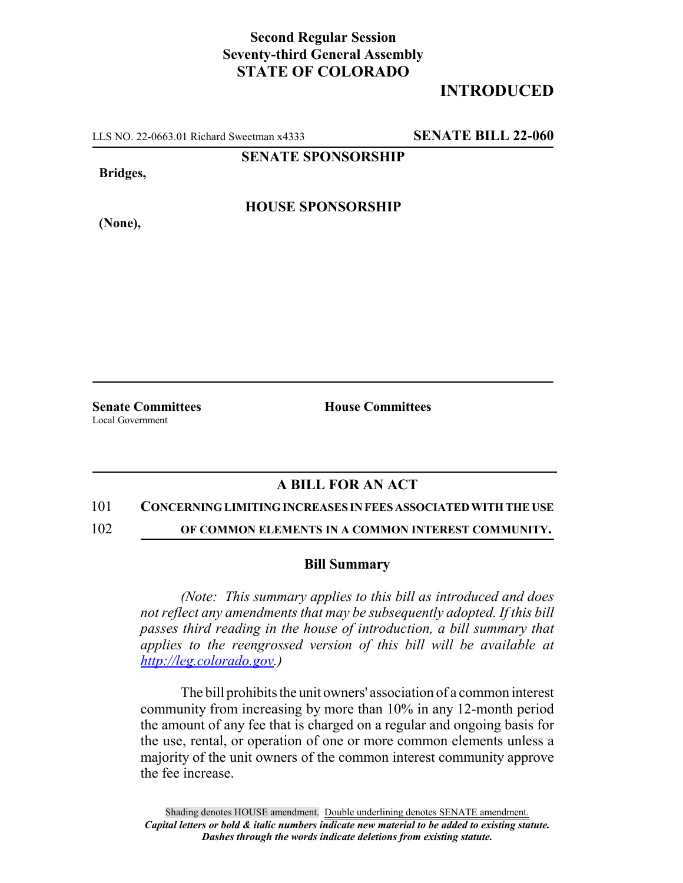**Second Regular Session**
**Seventy-third General Assembly**
**STATE OF COLORADO**

# INTRODUCTED

LLS NO. 22-0663.01 Richard Sweetman x4333 **SENATE BILL 22-060**

**SENATE SPONSORSHIP**

**Bridges,**

**HOUSE SPONSORSHIP**

**(None),**

**Senate Committees**
Local Government

**House Committees**

## A BILL FOR AN ACT

101 **CONCERNING LIMITING INCREASES IN FEES ASSOCIATED WITH THE USE**
102 **OF COMMON ELEMENTS IN A COMMON INTEREST COMMUNITY.**

### Bill Summary

*(Note: This summary applies to this bill as introduced and does not reflect any amendments that may be subsequently adopted. If this bill passes third reading in the house of introduction, a bill summary that applies to the reengrossed version of this bill will be available at http://leg.colorado.gov.)*

The bill prohibits the unit owners' association of a common interest community from increasing by more than 10% in any 12-month period the amount of any fee that is charged on a regular and ongoing basis for the use, rental, or operation of one or more common elements unless a majority of the unit owners of the common interest community approve the fee increase.

Shading denotes HOUSE amendment. Double underlining denotes SENATE amendment.
*Capital letters or bold & italic numbers indicate new material to be added to existing statute.*
*Dashes through the words indicate deletions from existing statute.*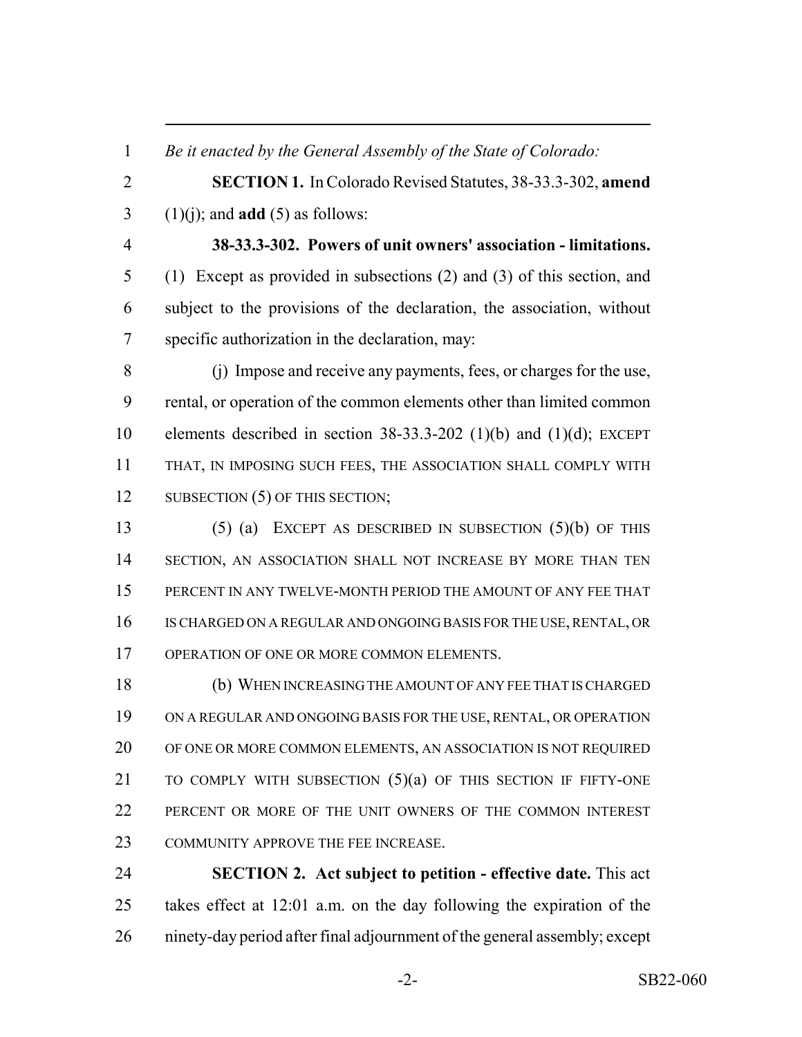*Be it enacted by the General Assembly of the State of Colorado:*

**SECTION 1.** In Colorado Revised Statutes, 38-33.3-302, **amend** (1)(j); and **add** (5) as follows:

**38-33.3-302. Powers of unit owners' association - limitations.** (1) Except as provided in subsections (2) and (3) of this section, and subject to the provisions of the declaration, the association, without specific authorization in the declaration, may:

(j) Impose and receive any payments, fees, or charges for the use, rental, or operation of the common elements other than limited common elements described in section 38-33.3-202 (1)(b) and (1)(d); EXCEPT THAT, IN IMPOSING SUCH FEES, THE ASSOCIATION SHALL COMPLY WITH SUBSECTION (5) OF THIS SECTION;

(5) (a) EXCEPT AS DESCRIBED IN SUBSECTION (5)(b) OF THIS SECTION, AN ASSOCIATION SHALL NOT INCREASE BY MORE THAN TEN PERCENT IN ANY TWELVE-MONTH PERIOD THE AMOUNT OF ANY FEE THAT IS CHARGED ON A REGULAR AND ONGOING BASIS FOR THE USE, RENTAL, OR OPERATION OF ONE OR MORE COMMON ELEMENTS.

(b) WHEN INCREASING THE AMOUNT OF ANY FEE THAT IS CHARGED ON A REGULAR AND ONGOING BASIS FOR THE USE, RENTAL, OR OPERATION OF ONE OR MORE COMMON ELEMENTS, AN ASSOCIATION IS NOT REQUIRED TO COMPLY WITH SUBSECTION (5)(a) OF THIS SECTION IF FIFTY-ONE PERCENT OR MORE OF THE UNIT OWNERS OF THE COMMON INTEREST COMMUNITY APPROVE THE FEE INCREASE.

**SECTION 2. Act subject to petition - effective date.** This act takes effect at 12:01 a.m. on the day following the expiration of the ninety-day period after final adjournment of the general assembly; except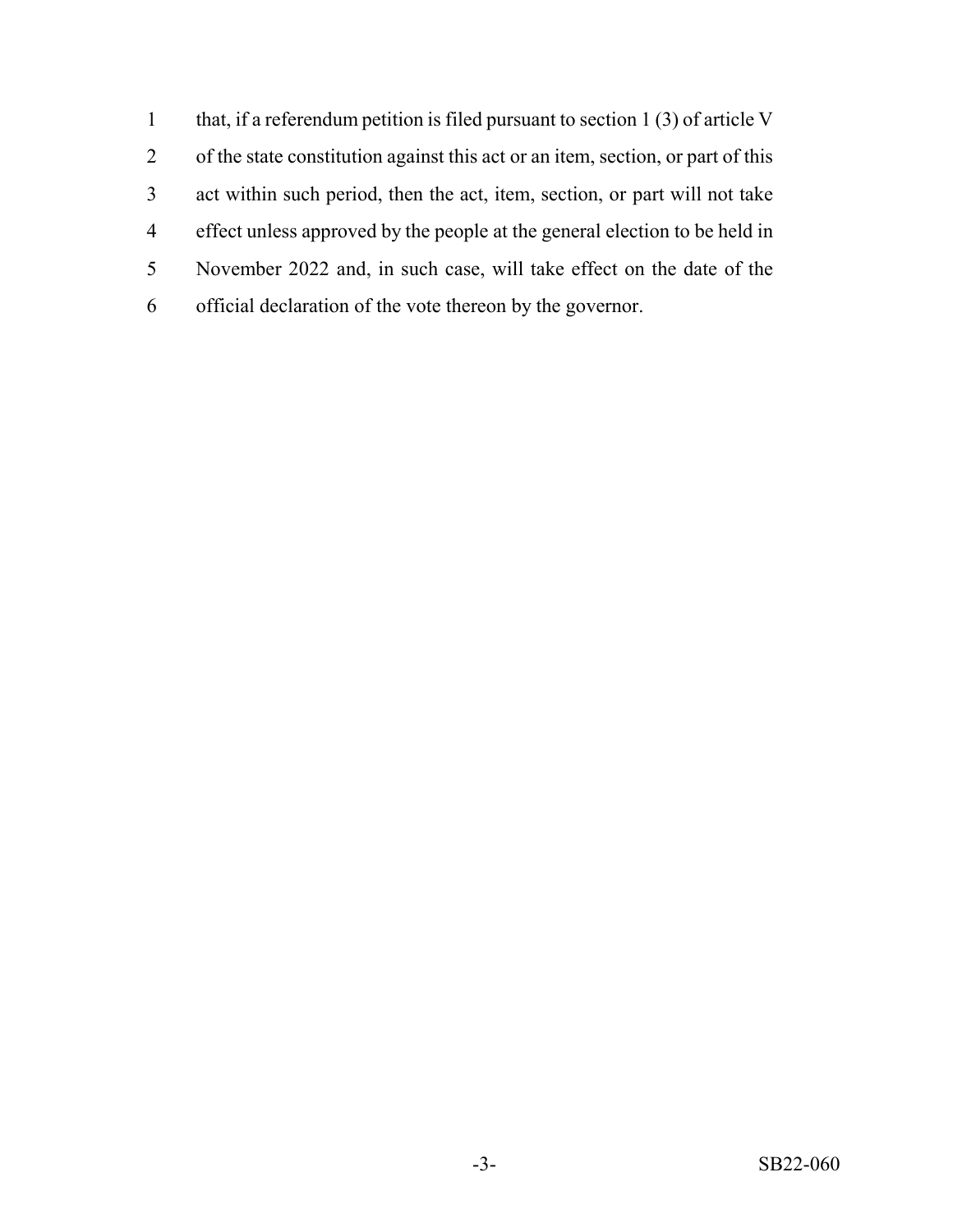that, if a referendum petition is filed pursuant to section 1 (3) of article V of the state constitution against this act or an item, section, or part of this act within such period, then the act, item, section, or part will not take effect unless approved by the people at the general election to be held in November 2022 and, in such case, will take effect on the date of the official declaration of the vote thereon by the governor.